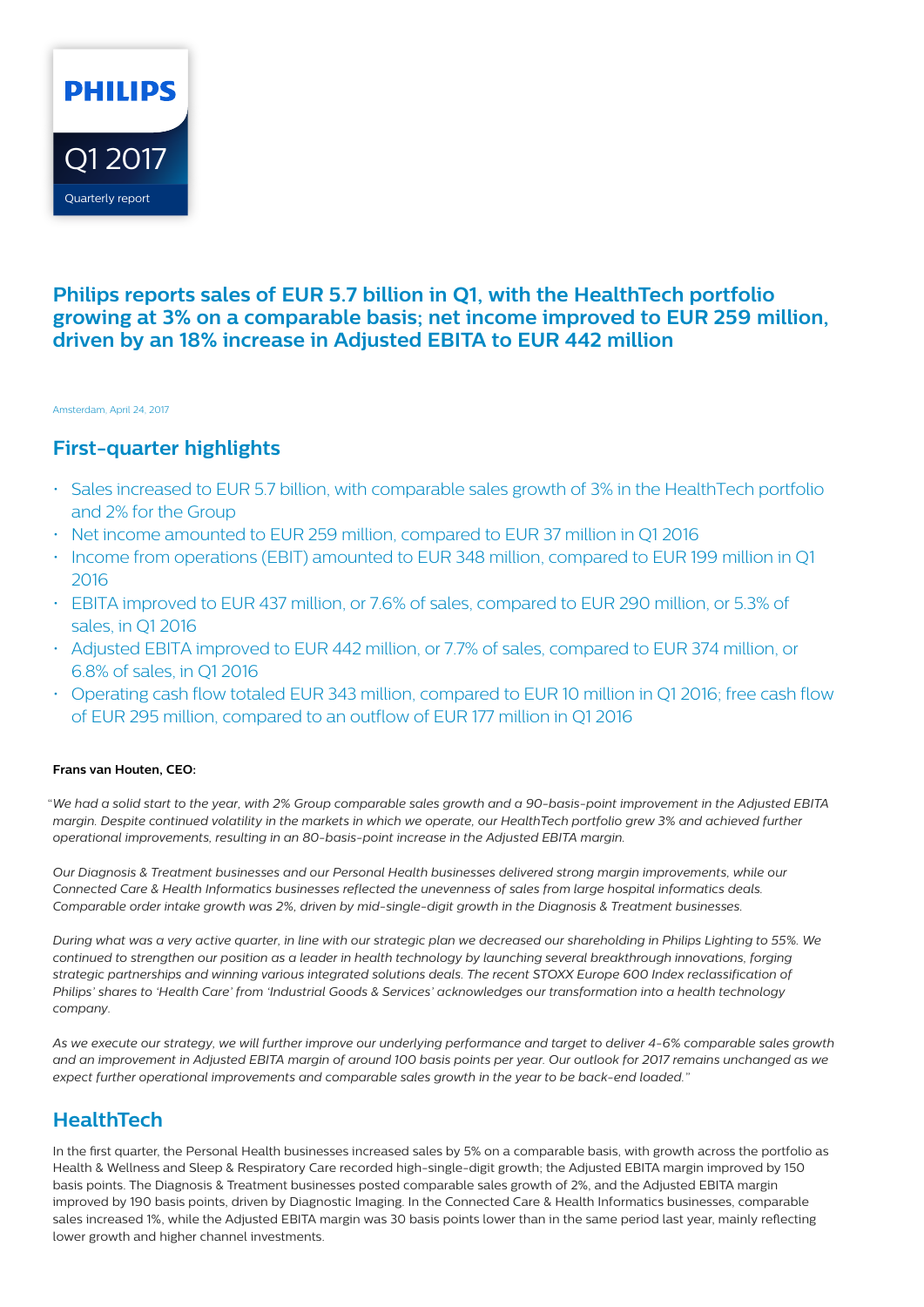PHILIPS

Q1 2017

Quarterly report

# Philips reports sales of EUR 5.7 billion in Q1, with the HealthTech portfolio growing at 3% on a comparable basis; net income improved to EUR 259 million, driven by an 18% increase in Adjusted EBITA to EUR 442 million

Amsterdam, April 24, 2017

## First-quarter highlights

- Sales increased to EUR 5.7 billion, with comparable sales growth of 3% in the HealthTech portfolio and 2% for the Group
- Net income amounted to EUR 259 million, compared to EUR 37 million in Q1 2016
- Income from operations (EBIT) amounted to EUR 348 million, compared to EUR 199 million in Q1 2016
- EBITA improved to EUR 437 million, or 7.6% of sales, compared to EUR 290 million, or 5.3% of sales, in Q1 2016
- Adjusted EBITA improved to EUR 442 million, or 7.7% of sales, compared to EUR 374 million, or 6.8% of sales, in Q1 2016
- Operating cash flow totaled EUR 343 million, compared to EUR 10 million in Q1 2016; free cash flow of EUR 295 million, compared to an outflow of EUR 177 million in Q1 2016

**Frans van Houten, CEO:**

"*We had a solid start to the year, with 2% Group comparable sales growth and a 90-basis-point improvement in the Adjusted EBITA margin. Despite continued volatility in the markets in which we operate, our HealthTech portfolio grew 3% and achieved further operational improvements, resulting in an 80-basis-point increase in the Adjusted EBITA margin.*

*Our Diagnosis & Treatment businesses and our Personal Health businesses delivered strong margin improvements, while our Connected Care & Health Informatics businesses reflected the unevenness of sales from large hospital informatics deals. Comparable order intake growth was 2%, driven by mid-single-digit growth in the Diagnosis & Treatment businesses.*

*During what was a very active quarter, in line with our strategic plan we decreased our shareholding in Philips Lighting to 55%. We continued to strengthen our position as a leader in health technology by launching several breakthrough innovations, forging strategic partnerships and winning various integrated solutions deals. The recent STOXX Europe 600 Index reclassification of Philips' shares to 'Health Care' from 'Industrial Goods & Services' acknowledges our transformation into a health technology company.*

*As we execute our strategy, we will further improve our underlying performance and target to deliver 4-6% comparable sales growth and an improvement in Adjusted EBITA margin of around 100 basis points per year. Our outlook for 2017 remains unchanged as we expect further operational improvements and comparable sales growth in the year to be back-end loaded."*

## HealthTech

In the first quarter, the Personal Health businesses increased sales by 5% on a comparable basis, with growth across the portfolio as Health & Wellness and Sleep & Respiratory Care recorded high-single-digit growth; the Adjusted EBITA margin improved by 150 basis points. The Diagnosis & Treatment businesses posted comparable sales growth of 2%, and the Adjusted EBITA margin improved by 190 basis points, driven by Diagnostic Imaging. In the Connected Care & Health Informatics businesses, comparable sales increased 1%, while the Adjusted EBITA margin was 30 basis points lower than in the same period last year, mainly reflecting lower growth and higher channel investments.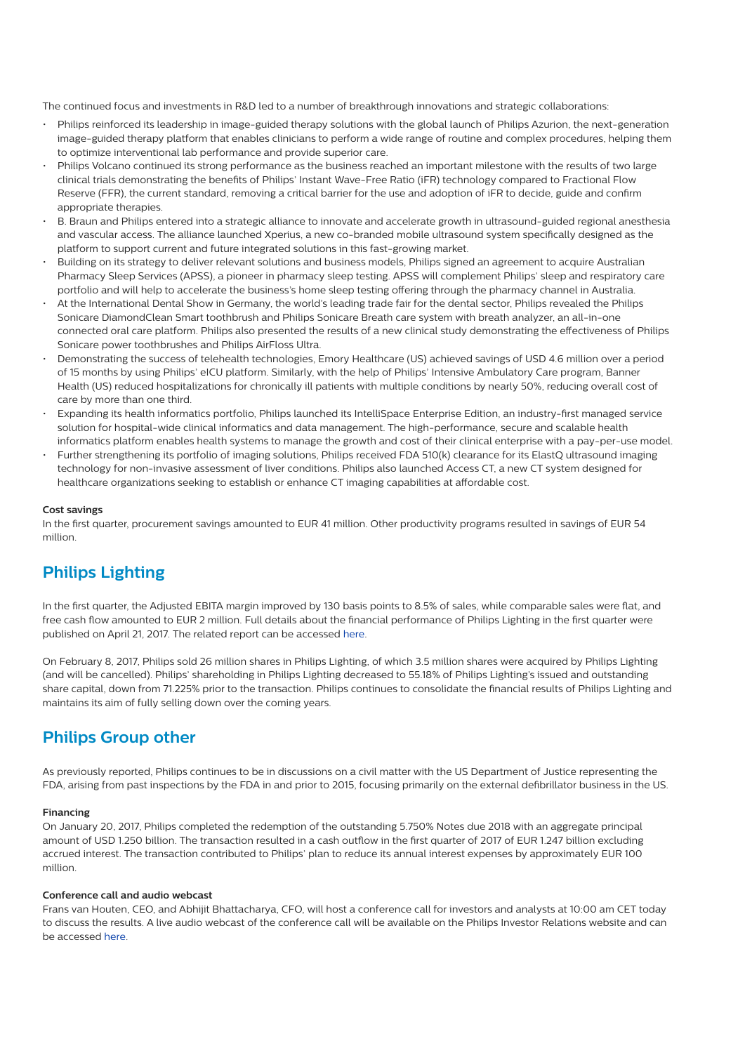The continued focus and investments in R&D led to a number of breakthrough innovations and strategic collaborations:

- Philips reinforced its leadership in image-guided therapy solutions with the global launch of Philips Azurion, the next-generation image-guided therapy platform that enables clinicians to perform a wide range of routine and complex procedures, helping them to optimize interventional lab performance and provide superior care.
- Philips Volcano continued its strong performance as the business reached an important milestone with the results of two large clinical trials demonstrating the benefits of Philips' Instant Wave-Free Ratio (iFR) technology compared to Fractional Flow Reserve (FFR), the current standard, removing a critical barrier for the use and adoption of iFR to decide, guide and confirm appropriate therapies.
- B. Braun and Philips entered into a strategic alliance to innovate and accelerate growth in ultrasound-guided regional anesthesia and vascular access. The alliance launched Xperius, a new co-branded mobile ultrasound system specifically designed as the platform to support current and future integrated solutions in this fast-growing market.
- Building on its strategy to deliver relevant solutions and business models, Philips signed an agreement to acquire Australian Pharmacy Sleep Services (APSS), a pioneer in pharmacy sleep testing. APSS will complement Philips' sleep and respiratory care portfolio and will help to accelerate the business's home sleep testing offering through the pharmacy channel in Australia.
- At the International Dental Show in Germany, the world's leading trade fair for the dental sector, Philips revealed the Philips Sonicare DiamondClean Smart toothbrush and Philips Sonicare Breath care system with breath analyzer, an all-in-one connected oral care platform. Philips also presented the results of a new clinical study demonstrating the effectiveness of Philips Sonicare power toothbrushes and Philips AirFloss Ultra.
- Demonstrating the success of telehealth technologies, Emory Healthcare (US) achieved savings of USD 4.6 million over a period of 15 months by using Philips' eICU platform. Similarly, with the help of Philips' Intensive Ambulatory Care program, Banner Health (US) reduced hospitalizations for chronically ill patients with multiple conditions by nearly 50%, reducing overall cost of care by more than one third.
- Expanding its health informatics portfolio, Philips launched its IntelliSpace Enterprise Edition, an industry-first managed service solution for hospital-wide clinical informatics and data management. The high-performance, secure and scalable health informatics platform enables health systems to manage the growth and cost of their clinical enterprise with a pay-per-use model.
- Further strengthening its portfolio of imaging solutions, Philips received FDA 510(k) clearance for its ElastQ ultrasound imaging technology for non-invasive assessment of liver conditions. Philips also launched Access CT, a new CT system designed for healthcare organizations seeking to establish or enhance CT imaging capabilities at affordable cost.

#### Cost savings

In the first quarter, procurement savings amounted to EUR 41 million. Other productivity programs resulted in savings of EUR 54 million.

## Philips Lighting

In the first quarter, the Adjusted EBITA margin improved by 130 basis points to 8.5% of sales, while comparable sales were flat, and free cash flow amounted to EUR 2 million. Full details about the financial performance of Philips Lighting in the first quarter were published on April 21, 2017. The related report can be accessed here.

On February 8, 2017, Philips sold 26 million shares in Philips Lighting, of which 3.5 million shares were acquired by Philips Lighting (and will be cancelled). Philips' shareholding in Philips Lighting decreased to 55.18% of Philips Lighting's issued and outstanding share capital, down from 71.225% prior to the transaction. Philips continues to consolidate the financial results of Philips Lighting and maintains its aim of fully selling down over the coming years.

## Philips Group other

As previously reported, Philips continues to be in discussions on a civil matter with the US Department of Justice representing the FDA, arising from past inspections by the FDA in and prior to 2015, focusing primarily on the external defibrillator business in the US.

#### Financing

On January 20, 2017, Philips completed the redemption of the outstanding 5.750% Notes due 2018 with an aggregate principal amount of USD 1.250 billion. The transaction resulted in a cash outflow in the first quarter of 2017 of EUR 1.247 billion excluding accrued interest. The transaction contributed to Philips' plan to reduce its annual interest expenses by approximately EUR 100 million.

#### Conference call and audio webcast

Frans van Houten, CEO, and Abhijit Bhattacharya, CFO, will host a conference call for investors and analysts at 10:00 am CET today to discuss the results. A live audio webcast of the conference call will be available on the Philips Investor Relations website and can be accessed here.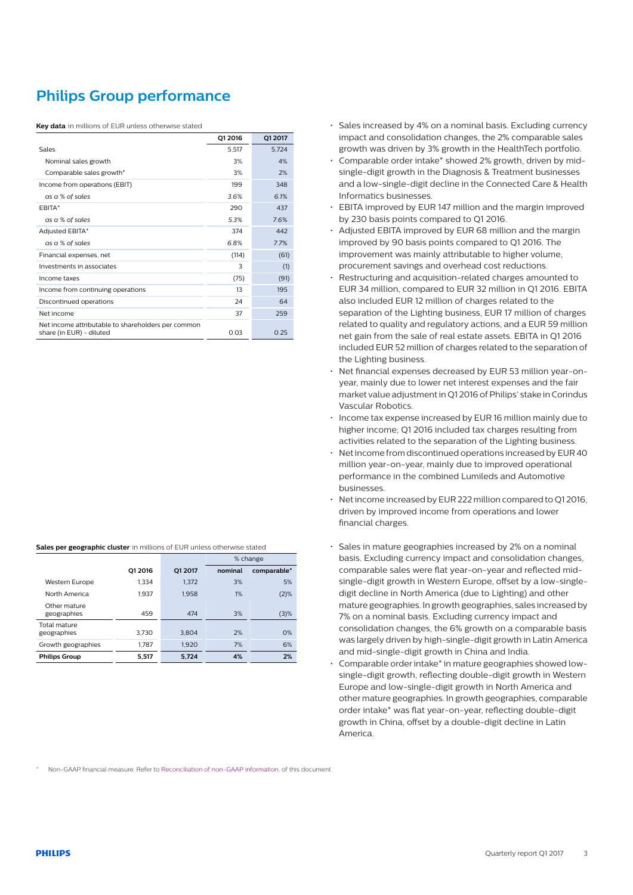# Philips Group performance

**Key data** in millions of EUR unless otherwise stated

| | Q1 2016 | Q1 2017 |
|---|---|---|
| Sales | 5,517 | 5,724 |
| Nominal sales growth | 3% | 4% |
| Comparable sales growth* | 3% | 2% |
| Income from operations (EBIT) | 199 | 348 |
| *as a % of sales* | *3.6%* | *6.1%* |
| EBITA* | 290 | 437 |
| *as a % of sales* | *5.3%* | *7.6%* |
| Adjusted EBITA* | 374 | 442 |
| *as a % of sales* | *6.8%* | *7.7%* |
| Financial expenses, net | (114) | (61) |
| Investments in associates | 3 | (1) |
| Income taxes | (75) | (91) |
| Income from continuing operations | 13 | 195 |
| Discontinued operations | 24 | 64 |
| Net income | 37 | 259 |
| Net income attributable to shareholders per common share (in EUR) - diluted | 0.03 | 0.25 |

- Sales increased by 4% on a nominal basis. Excluding currency impact and consolidation changes, the 2% comparable sales growth was driven by 3% growth in the HealthTech portfolio.
- Comparable order intake* showed 2% growth, driven by mid-single-digit growth in the Diagnosis & Treatment businesses and a low-single-digit decline in the Connected Care & Health Informatics businesses.
- EBITA improved by EUR 147 million and the margin improved by 230 basis points compared to Q1 2016.
- Adjusted EBITA improved by EUR 68 million and the margin improved by 90 basis points compared to Q1 2016. The improvement was mainly attributable to higher volume, procurement savings and overhead cost reductions.
- Restructuring and acquisition-related charges amounted to EUR 34 million, compared to EUR 32 million in Q1 2016. EBITA also included EUR 12 million of charges related to the separation of the Lighting business, EUR 17 million of charges related to quality and regulatory actions, and a EUR 59 million net gain from the sale of real estate assets. EBITA in Q1 2016 included EUR 52 million of charges related to the separation of the Lighting business.
- Net financial expenses decreased by EUR 53 million year-on-year, mainly due to lower net interest expenses and the fair market value adjustment in Q1 2016 of Philips' stake in Corindus Vascular Robotics.
- Income tax expense increased by EUR 16 million mainly due to higher income; Q1 2016 included tax charges resulting from activities related to the separation of the Lighting business.
- Net income from discontinued operations increased by EUR 40 million year-on-year, mainly due to improved operational performance in the combined Lumileds and Automotive businesses.
- Net income increased by EUR 222 million compared to Q1 2016, driven by improved income from operations and lower financial charges.

**Sales per geographic cluster** in millions of EUR unless otherwise stated

| | | | % change | |
|---|---|---|---|---|
| | Q1 2016 | Q1 2017 | nominal | comparable* |
| Western Europe | 1,334 | 1,372 | 3% | 5% |
| North America | 1,937 | 1,958 | 1% | (2)% |
| Other mature geographies | 459 | 474 | 3% | (3)% |
| Total mature geographies | 3,730 | 3,804 | 2% | 0% |
| Growth geographies | 1,787 | 1,920 | 7% | 6% |
| **Philips Group** | **5,517** | **5,724** | **4%** | **2%** |

- Sales in mature geographies increased by 2% on a nominal basis. Excluding currency impact and consolidation changes, comparable sales were flat year-on-year and reflected mid-single-digit growth in Western Europe, offset by a low-single-digit decline in North America (due to Lighting) and other mature geographies. In growth geographies, sales increased by 7% on a nominal basis. Excluding currency impact and consolidation changes, the 6% growth on a comparable basis was largely driven by high-single-digit growth in Latin America and mid-single-digit growth in China and India.
- Comparable order intake* in mature geographies showed low-single-digit growth, reflecting double-digit growth in Western Europe and low-single-digit growth in North America and other mature geographies. In growth geographies, comparable order intake* was flat year-on-year, reflecting double-digit growth in China, offset by a double-digit decline in Latin America.

\* Non-GAAP financial measure. Refer to Reconciliation of non-GAAP information, of this document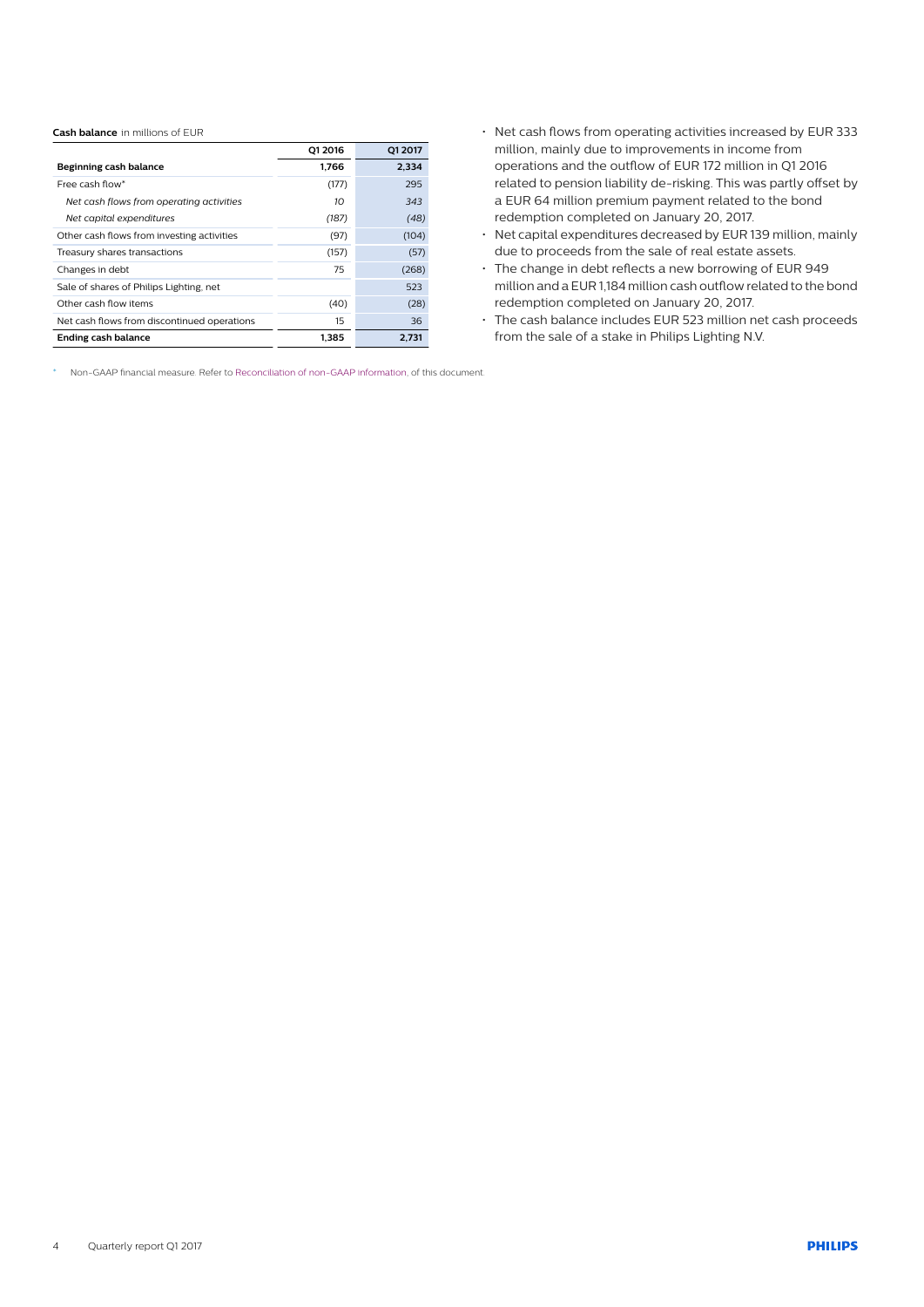**Cash balance** in millions of EUR

| | Q1 2016 | Q1 2017 |
|---|---|---|
| **Beginning cash balance** | **1,766** | **2,334** |
| Free cash flow* | (177) | 295 |
| *Net cash flows from operating activities* | *10* | *343* |
| *Net capital expenditures* | *(187)* | *(48)* |
| Other cash flows from investing activities | (97) | (104) |
| Treasury shares transactions | (157) | (57) |
| Changes in debt | 75 | (268) |
| Sale of shares of Philips Lighting, net | | 523 |
| Other cash flow items | (40) | (28) |
| Net cash flows from discontinued operations | 15 | 36 |
| **Ending cash balance** | **1,385** | **2,731** |

\* Non-GAAP financial measure. Refer to Reconciliation of non-GAAP information, of this document.

- Net cash flows from operating activities increased by EUR 333 million, mainly due to improvements in income from operations and the outflow of EUR 172 million in Q1 2016 related to pension liability de-risking. This was partly offset by a EUR 64 million premium payment related to the bond redemption completed on January 20, 2017.
- Net capital expenditures decreased by EUR 139 million, mainly due to proceeds from the sale of real estate assets.
- The change in debt reflects a new borrowing of EUR 949 million and a EUR 1,184 million cash outflow related to the bond redemption completed on January 20, 2017.
- The cash balance includes EUR 523 million net cash proceeds from the sale of a stake in Philips Lighting N.V.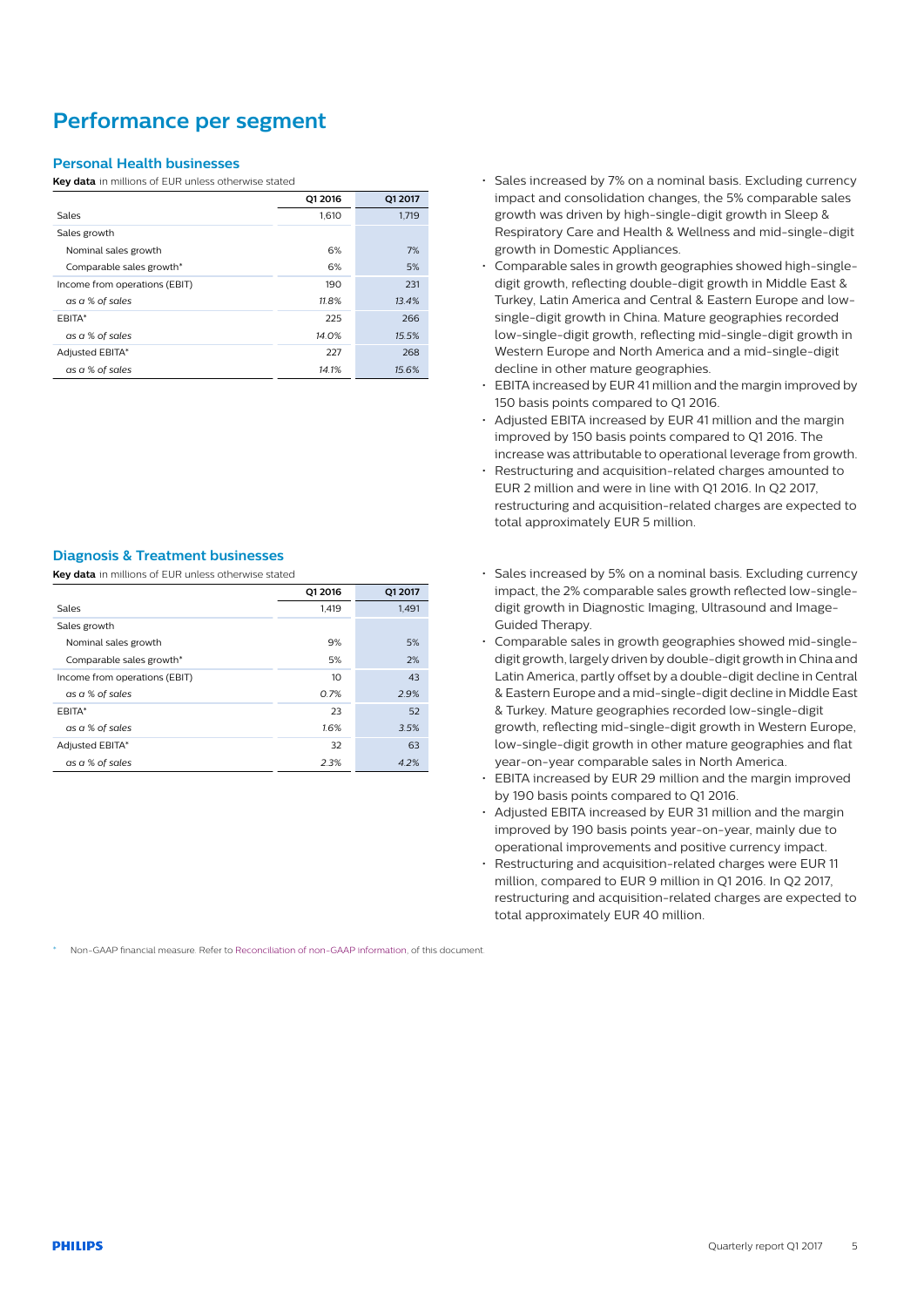# Performance per segment

## Personal Health businesses

**Key data** in millions of EUR unless otherwise stated

| | Q1 2016 | Q1 2017 |
|---|---|---|
| Sales | 1,610 | 1,719 |
| Sales growth | | |
| Nominal sales growth | 6% | 7% |
| Comparable sales growth* | 6% | 5% |
| Income from operations (EBIT) | 190 | 231 |
| *as a % of sales* | *11.8%* | *13.4%* |
| EBITA* | 225 | 266 |
| *as a % of sales* | *14.0%* | *15.5%* |
| Adjusted EBITA* | 227 | 268 |
| *as a % of sales* | *14.1%* | *15.6%* |

- Sales increased by 7% on a nominal basis. Excluding currency impact and consolidation changes, the 5% comparable sales growth was driven by high-single-digit growth in Sleep & Respiratory Care and Health & Wellness and mid-single-digit growth in Domestic Appliances.
- Comparable sales in growth geographies showed high-single-digit growth, reflecting double-digit growth in Middle East & Turkey, Latin America and Central & Eastern Europe and low-single-digit growth in China. Mature geographies recorded low-single-digit growth, reflecting mid-single-digit growth in Western Europe and North America and a mid-single-digit decline in other mature geographies.
- EBITA increased by EUR 41 million and the margin improved by 150 basis points compared to Q1 2016.
- Adjusted EBITA increased by EUR 41 million and the margin improved by 150 basis points compared to Q1 2016. The increase was attributable to operational leverage from growth.
- Restructuring and acquisition-related charges amounted to EUR 2 million and were in line with Q1 2016. In Q2 2017, restructuring and acquisition-related charges are expected to total approximately EUR 5 million.

## Diagnosis & Treatment businesses

**Key data** in millions of EUR unless otherwise stated

| | Q1 2016 | Q1 2017 |
|---|---|---|
| Sales | 1,419 | 1,491 |
| Sales growth | | |
| Nominal sales growth | 9% | 5% |
| Comparable sales growth* | 5% | 2% |
| Income from operations (EBIT) | 10 | 43 |
| *as a % of sales* | *0.7%* | *2.9%* |
| EBITA* | 23 | 52 |
| *as a % of sales* | *1.6%* | *3.5%* |
| Adjusted EBITA* | 32 | 63 |
| *as a % of sales* | *2.3%* | *4.2%* |

- Sales increased by 5% on a nominal basis. Excluding currency impact, the 2% comparable sales growth reflected low-single-digit growth in Diagnostic Imaging, Ultrasound and Image-Guided Therapy.
- Comparable sales in growth geographies showed mid-single-digit growth, largely driven by double-digit growth in China and Latin America, partly offset by a double-digit decline in Central & Eastern Europe and a mid-single-digit decline in Middle East & Turkey. Mature geographies recorded low-single-digit growth, reflecting mid-single-digit growth in Western Europe, low-single-digit growth in other mature geographies and flat year-on-year comparable sales in North America.
- EBITA increased by EUR 29 million and the margin improved by 190 basis points compared to Q1 2016.
- Adjusted EBITA increased by EUR 31 million and the margin improved by 190 basis points year-on-year, mainly due to operational improvements and positive currency impact.
- Restructuring and acquisition-related charges were EUR 11 million, compared to EUR 9 million in Q1 2016. In Q2 2017, restructuring and acquisition-related charges are expected to total approximately EUR 40 million.

\* Non-GAAP financial measure. Refer to Reconciliation of non-GAAP information, of this document.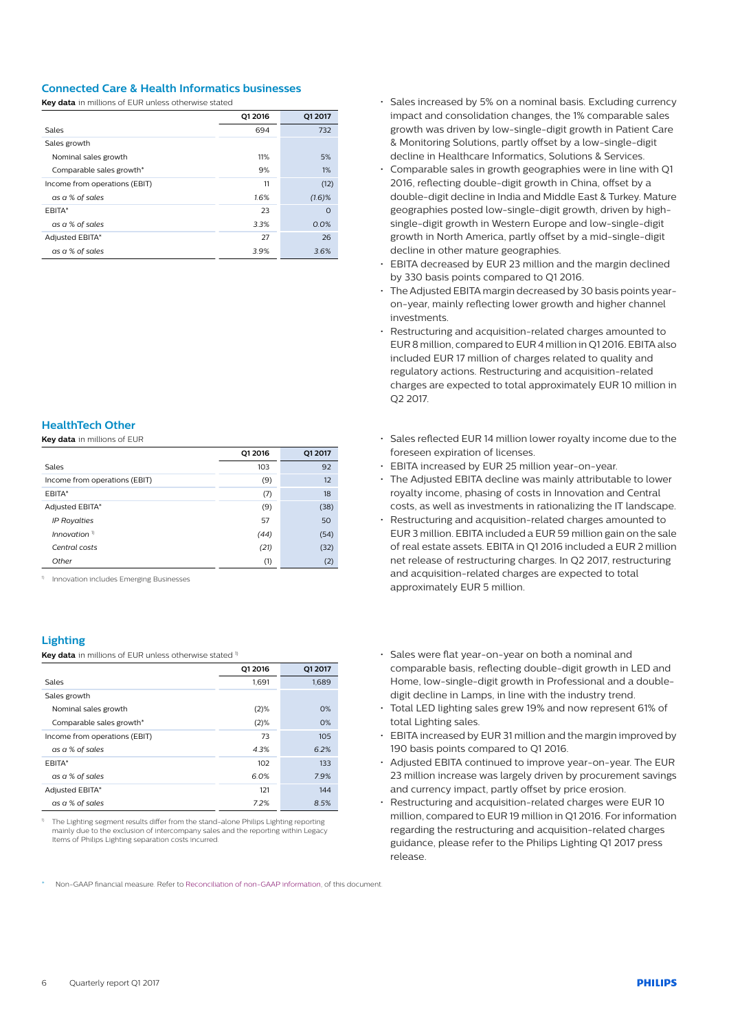## Connected Care & Health Informatics businesses

**Key data** in millions of EUR unless otherwise stated

| | Q1 2016 | Q1 2017 |
|---|---|---|
| Sales | 694 | 732 |
| Sales growth | | |
| Nominal sales growth | 11% | 5% |
| Comparable sales growth* | 9% | 1% |
| Income from operations (EBIT) | 11 | (12) |
| *as a % of sales* | *1.6%* | *(1.6)%* |
| EBITA* | 23 | 0 |
| *as a % of sales* | *3.3%* | *0.0%* |
| Adjusted EBITA* | 27 | 26 |
| *as a % of sales* | *3.9%* | *3.6%* |

- Sales increased by 5% on a nominal basis. Excluding currency impact and consolidation changes, the 1% comparable sales growth was driven by low-single-digit growth in Patient Care & Monitoring Solutions, partly offset by a low-single-digit decline in Healthcare Informatics, Solutions & Services.
- Comparable sales in growth geographies were in line with Q1 2016, reflecting double-digit growth in China, offset by a double-digit decline in India and Middle East & Turkey. Mature geographies posted low-single-digit growth, driven by high-single-digit growth in Western Europe and low-single-digit growth in North America, partly offset by a mid-single-digit decline in other mature geographies.
- EBITA decreased by EUR 23 million and the margin declined by 330 basis points compared to Q1 2016.
- The Adjusted EBITA margin decreased by 30 basis points year-on-year, mainly reflecting lower growth and higher channel investments.
- Restructuring and acquisition-related charges amounted to EUR 8 million, compared to EUR 4 million in Q1 2016. EBITA also included EUR 17 million of charges related to quality and regulatory actions. Restructuring and acquisition-related charges are expected to total approximately EUR 10 million in Q2 2017.

## HealthTech Other

**Key data** in millions of EUR

| | Q1 2016 | Q1 2017 |
|---|---|---|
| Sales | 103 | 92 |
| Income from operations (EBIT) | (9) | 12 |
| EBITA* | (7) | 18 |
| Adjusted EBITA* | (9) | (38) |
| *IP Royalties* | 57 | 50 |
| *Innovation* [1] | (44) | (54) |
| *Central costs* | (21) | (32) |
| *Other* | (1) | (2) |

[1] Innovation includes Emerging Businesses

- Sales reflected EUR 14 million lower royalty income due to the foreseen expiration of licenses.
- EBITA increased by EUR 25 million year-on-year.
- The Adjusted EBITA decline was mainly attributable to lower royalty income, phasing of costs in Innovation and Central costs, as well as investments in rationalizing the IT landscape.
- Restructuring and acquisition-related charges amounted to EUR 3 million. EBITA included a EUR 59 million gain on the sale of real estate assets. EBITA in Q1 2016 included a EUR 2 million net release of restructuring charges. In Q2 2017, restructuring and acquisition-related charges are expected to total approximately EUR 5 million.

## Lighting

**Key data** in millions of EUR unless otherwise stated [1]

| | Q1 2016 | Q1 2017 |
|---|---|---|
| Sales | 1,691 | 1,689 |
| Sales growth | | |
| Nominal sales growth | (2)% | 0% |
| Comparable sales growth* | (2)% | 0% |
| Income from operations (EBIT) | 73 | 105 |
| *as a % of sales* | *4.3%* | *6.2%* |
| EBITA* | 102 | 133 |
| *as a % of sales* | *6.0%* | *7.9%* |
| Adjusted EBITA* | 121 | 144 |
| *as a % of sales* | *7.2%* | *8.5%* |

[1] The Lighting segment results differ from the stand-alone Philips Lighting reporting mainly due to the exclusion of intercompany sales and the reporting within Legacy Items of Philips Lighting separation costs incurred.

- Sales were flat year-on-year on both a nominal and comparable basis, reflecting double-digit growth in LED and Home, low-single-digit growth in Professional and a double-digit decline in Lamps, in line with the industry trend.
- Total LED lighting sales grew 19% and now represent 61% of total Lighting sales.
- EBITA increased by EUR 31 million and the margin improved by 190 basis points compared to Q1 2016.
- Adjusted EBITA continued to improve year-on-year. The EUR 23 million increase was largely driven by procurement savings and currency impact, partly offset by price erosion.
- Restructuring and acquisition-related charges were EUR 10 million, compared to EUR 19 million in Q1 2016. For information regarding the restructuring and acquisition-related charges guidance, please refer to the Philips Lighting Q1 2017 press release.

\* Non-GAAP financial measure. Refer to Reconciliation of non-GAAP information, of this document.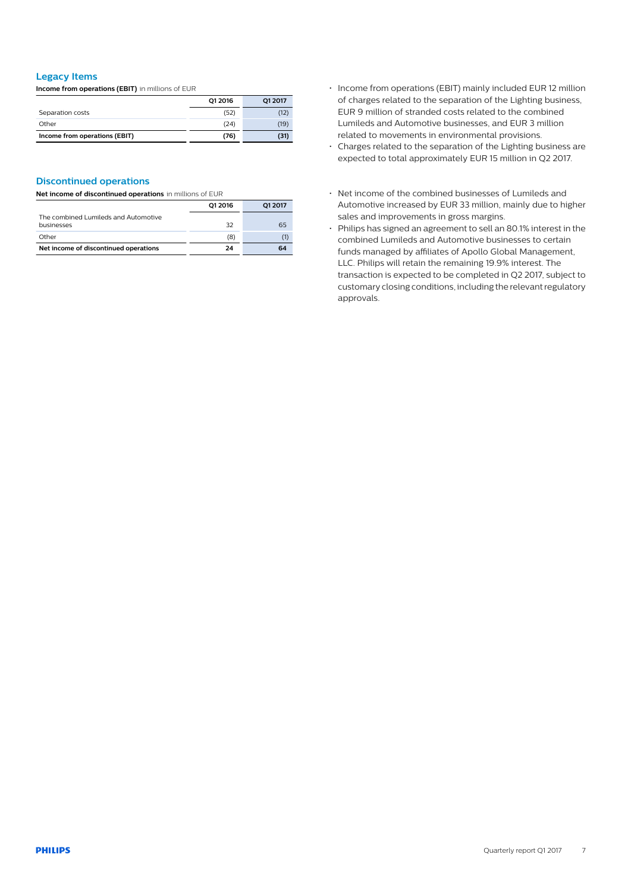## Legacy Items

**Income from operations (EBIT)** in millions of EUR

| | Q1 2016 | Q1 2017 |
|---|---|---|
| Separation costs | (52) | (12) |
| Other | (24) | (19) |
| **Income from operations (EBIT)** | **(76)** | **(31)** |

- Income from operations (EBIT) mainly included EUR 12 million of charges related to the separation of the Lighting business, EUR 9 million of stranded costs related to the combined Lumileds and Automotive businesses, and EUR 3 million related to movements in environmental provisions.
- Charges related to the separation of the Lighting business are expected to total approximately EUR 15 million in Q2 2017.

## Discontinued operations

**Net income of discontinued operations** in millions of EUR

| | Q1 2016 | Q1 2017 |
|---|---|---|
| The combined Lumileds and Automotive businesses | 32 | 65 |
| Other | (8) | (1) |
| **Net income of discontinued operations** | **24** | **64** |

- Net income of the combined businesses of Lumileds and Automotive increased by EUR 33 million, mainly due to higher sales and improvements in gross margins.
- Philips has signed an agreement to sell an 80.1% interest in the combined Lumileds and Automotive businesses to certain funds managed by affiliates of Apollo Global Management, LLC. Philips will retain the remaining 19.9% interest. The transaction is expected to be completed in Q2 2017, subject to customary closing conditions, including the relevant regulatory approvals.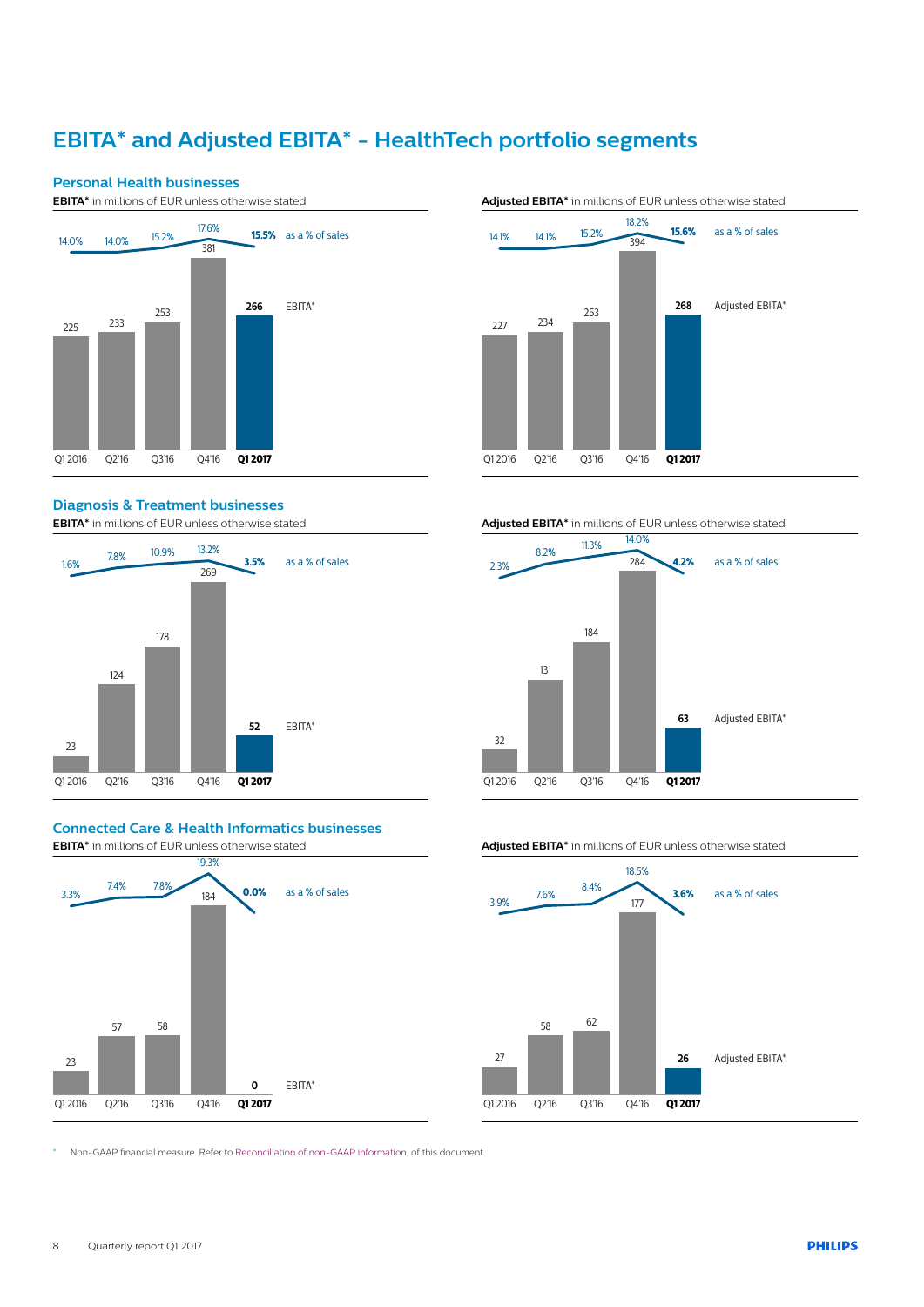# EBITA* and Adjusted EBITA* - HealthTech portfolio segments

## Personal Health businesses

**EBITA*** in millions of EUR unless otherwise stated

| | Q1 2016 | Q2'16 | Q3'16 | Q4'16 | **Q1 2017** |
|---|---|---|---|---|---|
| EBITA* | 225 | 233 | 253 | 381 | **266** |
| as a % of sales | 14.0% | 14.0% | 15.2% | 17.6% | **15.5%** |

**Adjusted EBITA*** in millions of EUR unless otherwise stated

| | Q1 2016 | Q2'16 | Q3'16 | Q4'16 | **Q1 2017** |
|---|---|---|---|---|---|
| Adjusted EBITA* | 227 | 234 | 253 | 394 | **268** |
| as a % of sales | 14.1% | 14.1% | 15.2% | 18.2% | **15.6%** |

## Diagnosis & Treatment businesses

**EBITA*** in millions of EUR unless otherwise stated

| | Q1 2016 | Q2'16 | Q3'16 | Q4'16 | **Q1 2017** |
|---|---|---|---|---|---|
| EBITA* | 23 | 124 | 178 | 269 | **52** |
| as a % of sales | 1.6% | 7.8% | 10.9% | 13.2% | **3.5%** |

**Adjusted EBITA*** in millions of EUR unless otherwise stated

| | Q1 2016 | Q2'16 | Q3'16 | Q4'16 | **Q1 2017** |
|---|---|---|---|---|---|
| Adjusted EBITA* | 32 | 131 | 184 | 284 | **63** |
| as a % of sales | 2.3% | 8.2% | 11.3% | 14.0% | **4.2%** |

## Connected Care & Health Informatics businesses

**EBITA*** in millions of EUR unless otherwise stated

| | Q1 2016 | Q2'16 | Q3'16 | Q4'16 | **Q1 2017** |
|---|---|---|---|---|---|
| EBITA* | 23 | 57 | 58 | 184 | **0** |
| as a % of sales | 3.3% | 7.4% | 7.8% | 19.3% | **0.0%** |

**Adjusted EBITA*** in millions of EUR unless otherwise stated

| | Q1 2016 | Q2'16 | Q3'16 | Q4'16 | **Q1 2017** |
|---|---|---|---|---|---|
| Adjusted EBITA* | 27 | 58 | 62 | 177 | **26** |
| as a % of sales | 3.9% | 7.6% | 8.4% | 18.5% | **3.6%** |

\* Non-GAAP financial measure. Refer to Reconciliation of non-GAAP information, of this document.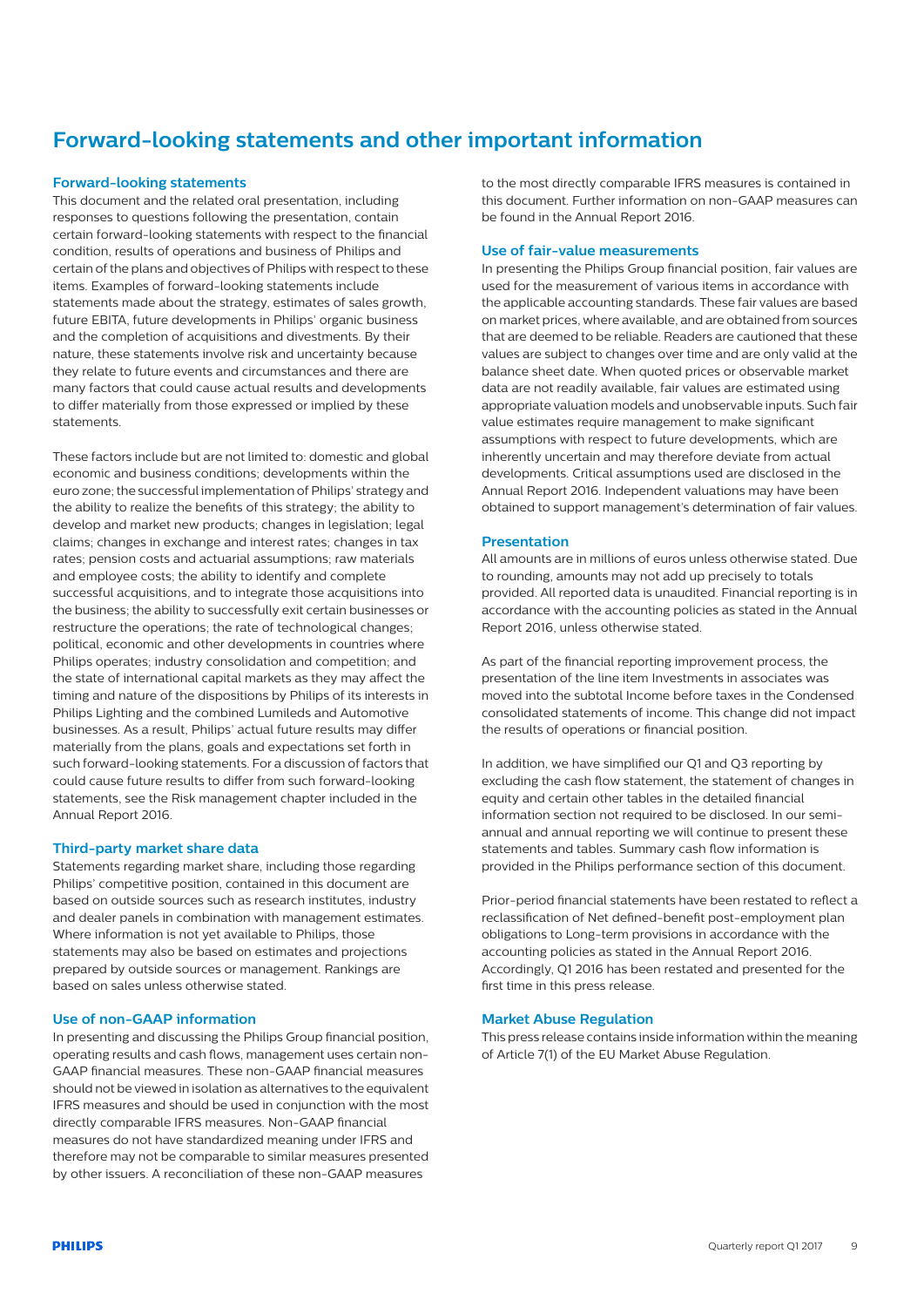# Forward-looking statements and other important information

### Forward-looking statements

This document and the related oral presentation, including responses to questions following the presentation, contain certain forward-looking statements with respect to the financial condition, results of operations and business of Philips and certain of the plans and objectives of Philips with respect to these items. Examples of forward-looking statements include statements made about the strategy, estimates of sales growth, future EBITA, future developments in Philips' organic business and the completion of acquisitions and divestments. By their nature, these statements involve risk and uncertainty because they relate to future events and circumstances and there are many factors that could cause actual results and developments to differ materially from those expressed or implied by these statements.

These factors include but are not limited to: domestic and global economic and business conditions; developments within the euro zone; the successful implementation of Philips' strategy and the ability to realize the benefits of this strategy; the ability to develop and market new products; changes in legislation; legal claims; changes in exchange and interest rates; changes in tax rates; pension costs and actuarial assumptions; raw materials and employee costs; the ability to identify and complete successful acquisitions, and to integrate those acquisitions into the business; the ability to successfully exit certain businesses or restructure the operations; the rate of technological changes; political, economic and other developments in countries where Philips operates; industry consolidation and competition; and the state of international capital markets as they may affect the timing and nature of the dispositions by Philips of its interests in Philips Lighting and the combined Lumileds and Automotive businesses. As a result, Philips' actual future results may differ materially from the plans, goals and expectations set forth in such forward-looking statements. For a discussion of factors that could cause future results to differ from such forward-looking statements, see the Risk management chapter included in the Annual Report 2016.

### Third-party market share data

Statements regarding market share, including those regarding Philips' competitive position, contained in this document are based on outside sources such as research institutes, industry and dealer panels in combination with management estimates. Where information is not yet available to Philips, those statements may also be based on estimates and projections prepared by outside sources or management. Rankings are based on sales unless otherwise stated.

### Use of non-GAAP information

In presenting and discussing the Philips Group financial position, operating results and cash flows, management uses certain non-GAAP financial measures. These non-GAAP financial measures should not be viewed in isolation as alternatives to the equivalent IFRS measures and should be used in conjunction with the most directly comparable IFRS measures. Non-GAAP financial measures do not have standardized meaning under IFRS and therefore may not be comparable to similar measures presented by other issuers. A reconciliation of these non-GAAP measures to the most directly comparable IFRS measures is contained in this document. Further information on non-GAAP measures can be found in the Annual Report 2016.

### Use of fair-value measurements

In presenting the Philips Group financial position, fair values are used for the measurement of various items in accordance with the applicable accounting standards. These fair values are based on market prices, where available, and are obtained from sources that are deemed to be reliable. Readers are cautioned that these values are subject to changes over time and are only valid at the balance sheet date. When quoted prices or observable market data are not readily available, fair values are estimated using appropriate valuation models and unobservable inputs. Such fair value estimates require management to make significant assumptions with respect to future developments, which are inherently uncertain and may therefore deviate from actual developments. Critical assumptions used are disclosed in the Annual Report 2016. Independent valuations may have been obtained to support management's determination of fair values.

### Presentation

All amounts are in millions of euros unless otherwise stated. Due to rounding, amounts may not add up precisely to totals provided. All reported data is unaudited. Financial reporting is in accordance with the accounting policies as stated in the Annual Report 2016, unless otherwise stated.

As part of the financial reporting improvement process, the presentation of the line item Investments in associates was moved into the subtotal Income before taxes in the Condensed consolidated statements of income. This change did not impact the results of operations or financial position.

In addition, we have simplified our Q1 and Q3 reporting by excluding the cash flow statement, the statement of changes in equity and certain other tables in the detailed financial information section not required to be disclosed. In our semi-annual and annual reporting we will continue to present these statements and tables. Summary cash flow information is provided in the Philips performance section of this document.

Prior-period financial statements have been restated to reflect a reclassification of Net defined-benefit post-employment plan obligations to Long-term provisions in accordance with the accounting policies as stated in the Annual Report 2016. Accordingly, Q1 2016 has been restated and presented for the first time in this press release.

### Market Abuse Regulation

This press release contains inside information within the meaning of Article 7(1) of the EU Market Abuse Regulation.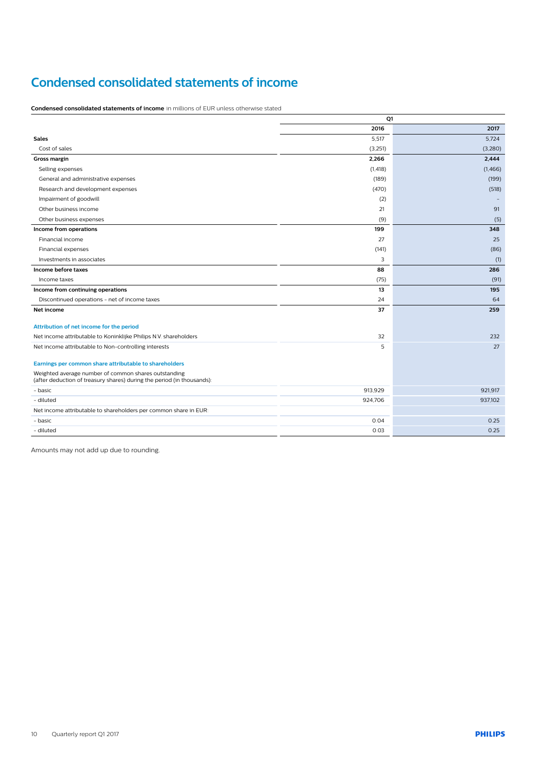# Condensed consolidated statements of income

**Condensed consolidated statements of income** in millions of EUR unless otherwise stated

| | Q1 | |
|---|---|---|
| | 2016 | 2017 |
| **Sales** | 5,517 | 5,724 |
| Cost of sales | (3,251) | (3,280) |
| **Gross margin** | **2,266** | **2,444** |
| Selling expenses | (1,418) | (1,466) |
| General and administrative expenses | (189) | (199) |
| Research and development expenses | (470) | (518) |
| Impairment of goodwill | (2) | - |
| Other business income | 21 | 91 |
| Other business expenses | (9) | (5) |
| **Income from operations** | **199** | **348** |
| Financial income | 27 | 25 |
| Financial expenses | (141) | (86) |
| Investments in associates | 3 | (1) |
| **Income before taxes** | **88** | **286** |
| Income taxes | (75) | (91) |
| **Income from continuing operations** | **13** | **195** |
| Discontinued operations - net of income taxes | 24 | 64 |
| **Net income** | **37** | **259** |
| **Attribution of net income for the period** | | |
| Net income attributable to Koninklijke Philips N.V. shareholders | 32 | 232 |
| Net income attributable to Non-controlling interests | 5 | 27 |
| **Earnings per common share attributable to shareholders** | | |
| Weighted average number of common shares outstanding (after deduction of treasury shares) during the period (in thousands): | | |
| - basic | 913,929 | 921,917 |
| - diluted | 924,706 | 937,102 |
| Net income attributable to shareholders per common share in EUR: | | |
| - basic | 0.04 | 0.25 |
| - diluted | 0.03 | 0.25 |

Amounts may not add up due to rounding.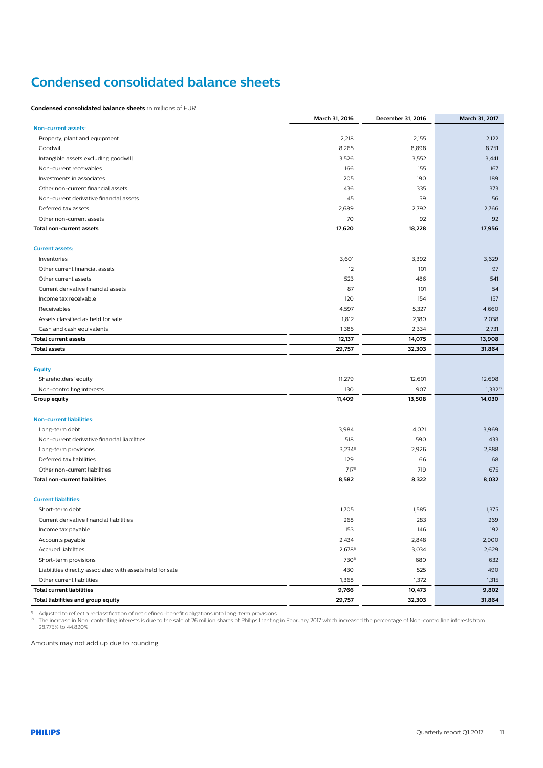# Condensed consolidated balance sheets

**Condensed consolidated balance sheets** in millions of EUR

| | March 31, 2016 | December 31, 2016 | March 31, 2017 |
|---|---|---|---|
| **Non-current assets:** | | | |
| Property, plant and equipment | 2,218 | 2,155 | 2,122 |
| Goodwill | 8,265 | 8,898 | 8,751 |
| Intangible assets excluding goodwill | 3,526 | 3,552 | 3,441 |
| Non-current receivables | 166 | 155 | 167 |
| Investments in associates | 205 | 190 | 189 |
| Other non-current financial assets | 436 | 335 | 373 |
| Non-current derivative financial assets | 45 | 59 | 56 |
| Deferred tax assets | 2,689 | 2,792 | 2,766 |
| Other non-current assets | 70 | 92 | 92 |
| **Total non-current assets** | **17,620** | **18,228** | **17,956** |
| | | | |
| **Current assets:** | | | |
| Inventories | 3,601 | 3,392 | 3,629 |
| Other current financial assets | 12 | 101 | 97 |
| Other current assets | 523 | 486 | 541 |
| Current derivative financial assets | 87 | 101 | 54 |
| Income tax receivable | 120 | 154 | 157 |
| Receivables | 4,597 | 5,327 | 4,660 |
| Assets classified as held for sale | 1,812 | 2,180 | 2,038 |
| Cash and cash equivalents | 1,385 | 2,334 | 2,731 |
| **Total current assets** | **12,137** | **14,075** | **13,908** |
| **Total assets** | **29,757** | **32,303** | **31,864** |
| | | | |
| **Equity** | | | |
| Shareholders' equity | 11,279 | 12,601 | 12,698 |
| Non-controlling interests | 130 | 907 | 1,332[2] |
| **Group equity** | **11,409** | **13,508** | **14,030** |
| | | | |
| **Non-current liabilities:** | | | |
| Long-term debt | 3,984 | 4,021 | 3,969 |
| Non-current derivative financial liabilities | 518 | 590 | 433 |
| Long-term provisions | 3,234[1] | 2,926 | 2,888 |
| Deferred tax liabilities | 129 | 66 | 68 |
| Other non-current liabilities | 717[1] | 719 | 675 |
| **Total non-current liabilities** | **8,582** | **8,322** | **8,032** |
| | | | |
| **Current liabilities:** | | | |
| Short-term debt | 1,705 | 1,585 | 1,375 |
| Current derivative financial liabilities | 268 | 283 | 269 |
| Income tax payable | 153 | 146 | 192 |
| Accounts payable | 2,434 | 2,848 | 2,900 |
| Accrued liabilities | 2,678[1] | 3,034 | 2,629 |
| Short-term provisions | 730[1] | 680 | 632 |
| Liabilities directly associated with assets held for sale | 430 | 525 | 490 |
| Other current liabilities | 1,368 | 1,372 | 1,315 |
| **Total current liabilities** | **9,766** | **10,473** | **9,802** |
| **Total liabilities and group equity** | **29,757** | **32,303** | **31,864** |

[1] Adjusted to reflect a reclassification of net defined-benefit obligations into long-term provisions.
[2] The increase in Non-controlling interests is due to the sale of 26 million shares of Philips Lighting in February 2017 which increased the percentage of Non-controlling interests from 28.775% to 44.820%.

Amounts may not add up due to rounding.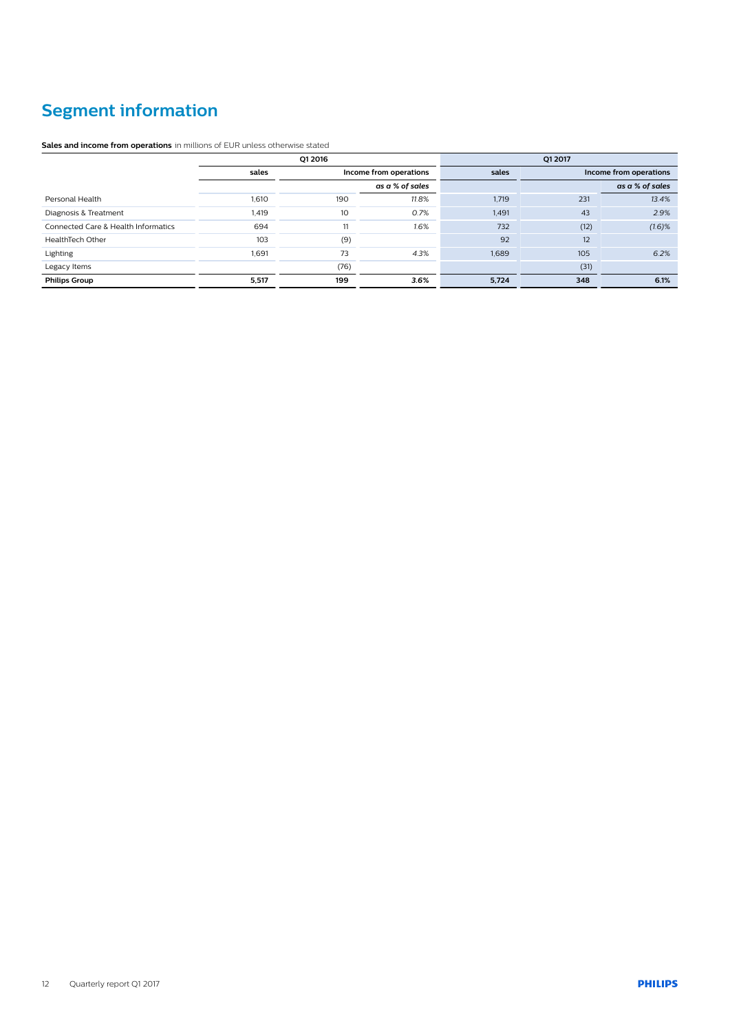# Segment information

**Sales and income from operations** in millions of EUR unless otherwise stated

| | Q1 2016 | | | Q1 2017 | | |
|---|---|---|---|---|---|---|
| | sales | Income from operations | | sales | Income from operations | |
| | | | *as a % of sales* | | | *as a % of sales* |
| Personal Health | 1,610 | 190 | *11.8%* | 1,719 | 231 | *13.4%* |
| Diagnosis & Treatment | 1,419 | 10 | *0.7%* | 1,491 | 43 | *2.9%* |
| Connected Care & Health Informatics | 694 | 11 | *1.6%* | 732 | (12) | *(1.6)%* |
| HealthTech Other | 103 | (9) | | 92 | 12 | |
| Lighting | 1,691 | 73 | *4.3%* | 1,689 | 105 | *6.2%* |
| Legacy Items | | (76) | | | (31) | |
| **Philips Group** | **5,517** | **199** | ***3.6%*** | **5,724** | **348** | ***6.1%*** |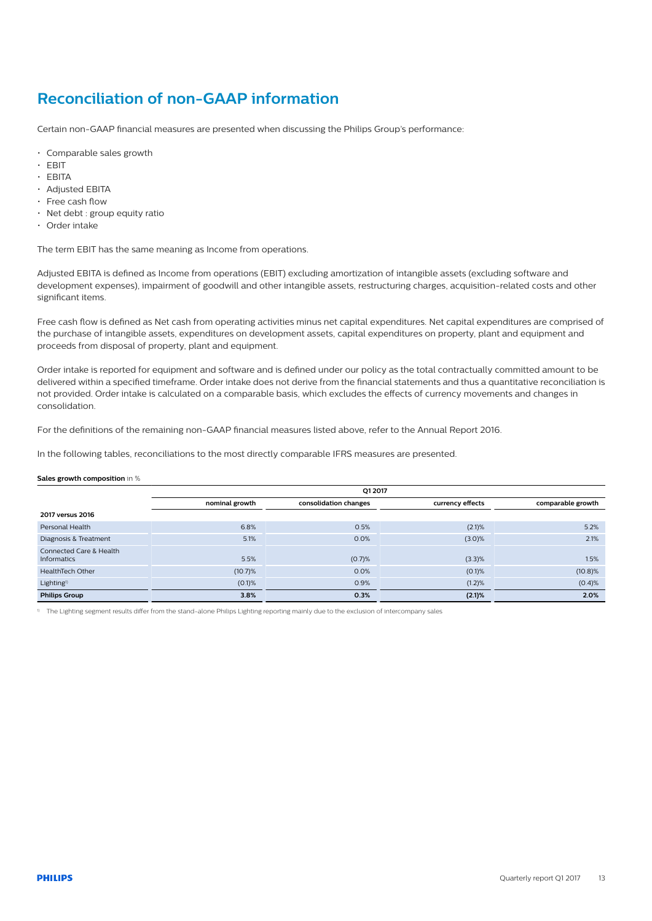# Reconciliation of non-GAAP information

Certain non-GAAP financial measures are presented when discussing the Philips Group's performance:

- Comparable sales growth
- EBIT
- EBITA
- Adjusted EBITA
- Free cash flow
- Net debt : group equity ratio
- Order intake

The term EBIT has the same meaning as Income from operations.

Adjusted EBITA is defined as Income from operations (EBIT) excluding amortization of intangible assets (excluding software and development expenses), impairment of goodwill and other intangible assets, restructuring charges, acquisition-related costs and other significant items.

Free cash flow is defined as Net cash from operating activities minus net capital expenditures. Net capital expenditures are comprised of the purchase of intangible assets, expenditures on development assets, capital expenditures on property, plant and equipment and proceeds from disposal of property, plant and equipment.

Order intake is reported for equipment and software and is defined under our policy as the total contractually committed amount to be delivered within a specified timeframe. Order intake does not derive from the financial statements and thus a quantitative reconciliation is not provided. Order intake is calculated on a comparable basis, which excludes the effects of currency movements and changes in consolidation.

For the definitions of the remaining non-GAAP financial measures listed above, refer to the Annual Report 2016.

In the following tables, reconciliations to the most directly comparable IFRS measures are presented.

**Sales growth composition** in %

| | Q1 2017 | | | |
|---|---|---|---|---|
| | nominal growth | consolidation changes | currency effects | comparable growth |
| **2017 versus 2016** | | | | |
| Personal Health | 6.8% | 0.5% | (2.1)% | 5.2% |
| Diagnosis & Treatment | 5.1% | 0.0% | (3.0)% | 2.1% |
| Connected Care & Health Informatics | 5.5% | (0.7)% | (3.3)% | 1.5% |
| HealthTech Other | (10.7)% | 0.0% | (0.1)% | (10.8)% |
| Lighting[1] | (0.1)% | 0.9% | (1.2)% | (0.4)% |
| **Philips Group** | **3.8%** | **0.3%** | **(2.1)%** | **2.0%** |

[1] The Lighting segment results differ from the stand-alone Philips Lighting reporting mainly due to the exclusion of intercompany sales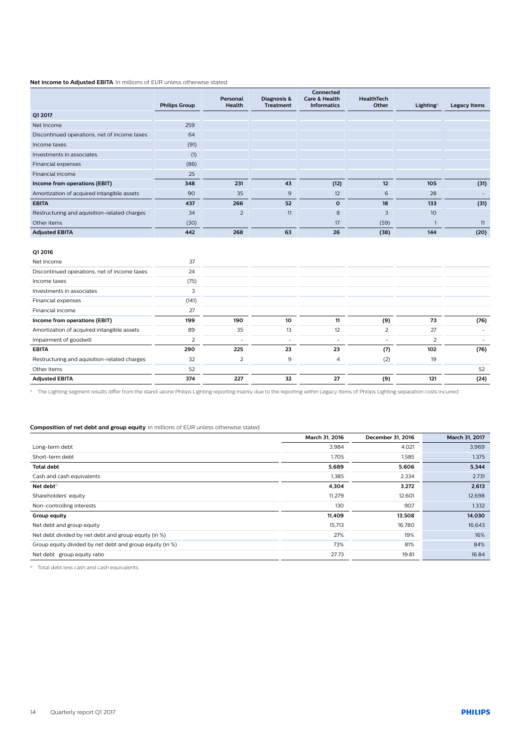**Net income to Adjusted EBITA** In millions of EUR unless otherwise stated

| | Philips Group | Personal Health | Diagnosis & Treatment | Connected Care & Health Informatics | HealthTech Other | Lighting[1] | Legacy Items |
|---|---|---|---|---|---|---|---|
| **Q1 2017** | | | | | | | |
| Net Income | 259 | | | | | | |
| Discontinued operations, net of income taxes | 64 | | | | | | |
| Income taxes | (91) | | | | | | |
| Investments in associates | (1) | | | | | | |
| Financial expenses | (86) | | | | | | |
| Financial income | 25 | | | | | | |
| **Income from operations (EBIT)** | **348** | **231** | **43** | **(12)** | **12** | **105** | **(31)** |
| Amortization of acquired intangible assets | 90 | 35 | 9 | 12 | 6 | 28 | - |
| **EBITA** | **437** | **266** | **52** | **0** | **18** | **133** | **(31)** |
| Restructuring and aquisition-related charges | 34 | 2 | 11 | 8 | 3 | 10 | |
| Other items | (30) | | | 17 | (59) | 1 | 11 |
| **Adjusted EBITA** | **442** | **268** | **63** | **26** | **(38)** | **144** | **(20)** |
| | | | | | | | |
| **Q1 2016** | | | | | | | |
| Net Income | 37 | | | | | | |
| Discontinued operations, net of income taxes | 24 | | | | | | |
| Income taxes | (75) | | | | | | |
| Investments in associates | 3 | | | | | | |
| Financial expenses | (141) | | | | | | |
| Financial income | 27 | | | | | | |
| **Income from operations (EBIT)** | **199** | **190** | **10** | **11** | **(9)** | **73** | **(76)** |
| Amortization of acquired intangible assets | 89 | 35 | 13 | 12 | 2 | 27 | - |
| Impairment of goodwill | 2 | - | - | - | - | 2 | - |
| **EBITA** | **290** | **225** | **23** | **23** | **(7)** | **102** | **(76)** |
| Restructuring and aquisition-related charges | 32 | 2 | 9 | 4 | (2) | 19 | |
| Other Items | 52 | | | | | | 52 |
| **Adjusted EBITA** | **374** | **227** | **32** | **27** | **(9)** | **121** | **(24)** |

[1] The Lighting segment results differ from the stand-alone Philips Lighting reporting mainly due to the reporting within Legacy Items of Philips Lighting separation costs incurred.

**Composition of net debt and group equity** in millions of EUR unless otherwise stated

| | March 31, 2016 | December 31, 2016 | March 31, 2017 |
|---|---|---|---|
| Long-term debt | 3,984 | 4,021 | 3,969 |
| Short-term debt | 1,705 | 1,585 | 1,375 |
| **Total debt** | **5,689** | **5,606** | **5,344** |
| Cash and cash equivalents | 1,385 | 2,334 | 2,731 |
| **Net debt[1]** | **4,304** | **3,272** | **2,613** |
| Shareholders' equity | 11,279 | 12,601 | 12,698 |
| Non-controlling interests | 130 | 907 | 1,332 |
| **Group equity** | **11,409** | **13,508** | **14,030** |
| Net debt and group equity | 15,713 | 16,780 | 16,643 |
| Net debt divided by net debt and group equity (in %) | 27% | 19% | 16% |
| Group equity divided by net debt and group equity (in %) | 73% | 81% | 84% |
| Net debt : group equity ratio | 27:73 | 19:81 | 16:84 |

[1] Total debt less cash and cash equivalents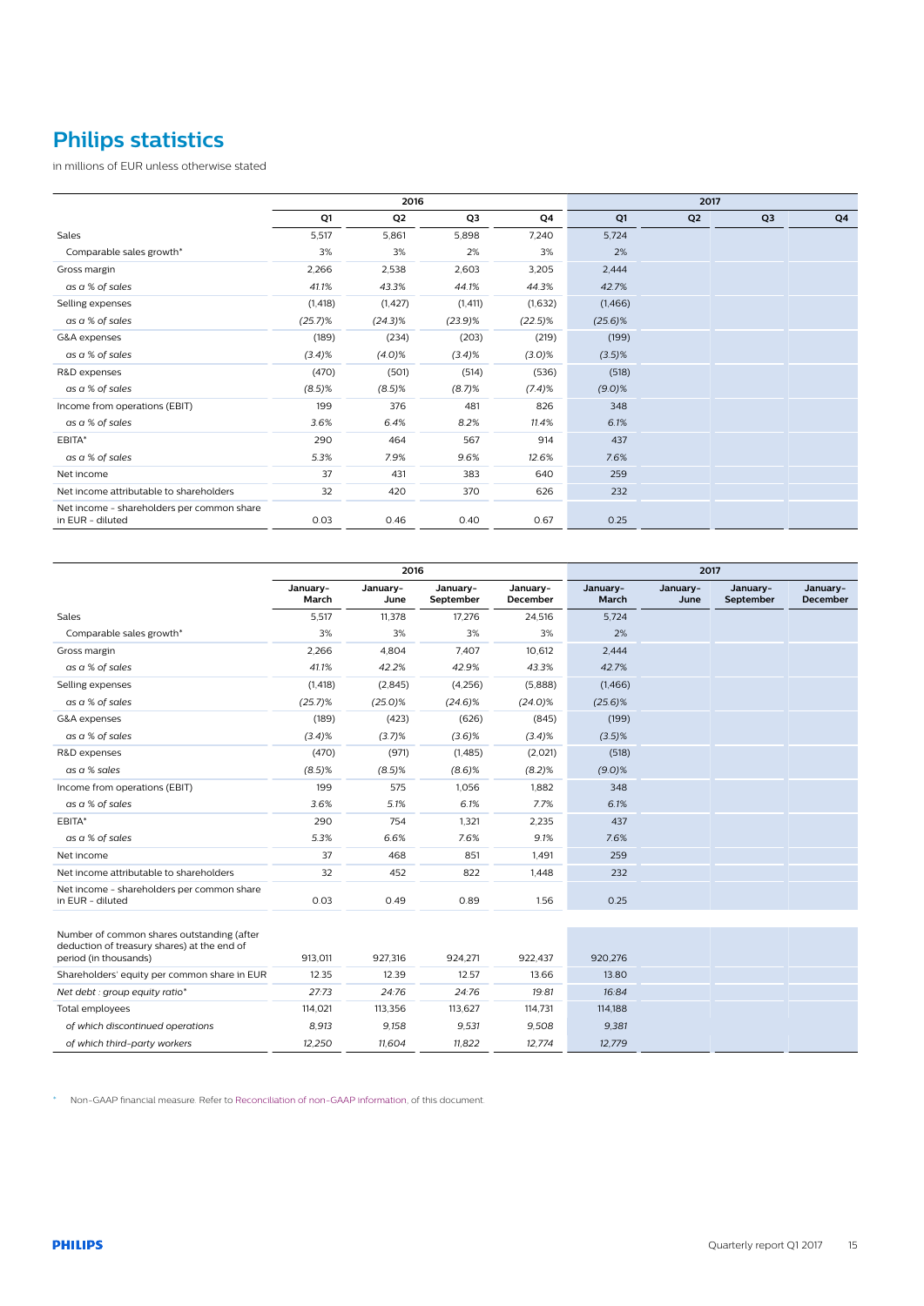# Philips statistics

in millions of EUR unless otherwise stated

| | 2016 | | | | 2017 | | | |
|---|---|---|---|---|---|---|---|---|
| | Q1 | Q2 | Q3 | Q4 | Q1 | Q2 | Q3 | Q4 |
| Sales | 5,517 | 5,861 | 5,898 | 7,240 | 5,724 | | | |
| Comparable sales growth* | 3% | 3% | 2% | 3% | 2% | | | |
| Gross margin | 2,266 | 2,538 | 2,603 | 3,205 | 2,444 | | | |
| *as a % of sales* | *41.1%* | *43.3%* | *44.1%* | *44.3%* | *42.7%* | | | |
| Selling expenses | (1,418) | (1,427) | (1,411) | (1,632) | (1,466) | | | |
| *as a % of sales* | *(25.7)%* | *(24.3)%* | *(23.9)%* | *(22.5)%* | *(25.6)%* | | | |
| G&A expenses | (189) | (234) | (203) | (219) | (199) | | | |
| *as a % of sales* | *(3.4)%* | *(4.0)%* | *(3.4)%* | *(3.0)%* | *(3.5)%* | | | |
| R&D expenses | (470) | (501) | (514) | (536) | (518) | | | |
| *as a % of sales* | *(8.5)%* | *(8.5)%* | *(8.7)%* | *(7.4)%* | *(9.0)%* | | | |
| Income from operations (EBIT) | 199 | 376 | 481 | 826 | 348 | | | |
| *as a % of sales* | *3.6%* | *6.4%* | *8.2%* | *11.4%* | *6.1%* | | | |
| EBITA* | 290 | 464 | 567 | 914 | 437 | | | |
| *as a % of sales* | *5.3%* | *7.9%* | *9.6%* | *12.6%* | *7.6%* | | | |
| Net income | 37 | 431 | 383 | 640 | 259 | | | |
| Net income attributable to shareholders | 32 | 420 | 370 | 626 | 232 | | | |
| Net income - shareholders per common share in EUR - diluted | 0.03 | 0.46 | 0.40 | 0.67 | 0.25 | | | |

| | 2016 | | | | 2017 | | | |
|---|---|---|---|---|---|---|---|---|
| | January-March | January-June | January-September | January-December | January-March | January-June | January-September | January-December |
| Sales | 5,517 | 11,378 | 17,276 | 24,516 | 5,724 | | | |
| Comparable sales growth* | 3% | 3% | 3% | 3% | 2% | | | |
| Gross margin | 2,266 | 4,804 | 7,407 | 10,612 | 2,444 | | | |
| *as a % of sales* | *41.1%* | *42.2%* | *42.9%* | *43.3%* | *42.7%* | | | |
| Selling expenses | (1,418) | (2,845) | (4,256) | (5,888) | (1,466) | | | |
| *as a % of sales* | *(25.7)%* | *(25.0)%* | *(24.6)%* | *(24.0)%* | *(25.6)%* | | | |
| G&A expenses | (189) | (423) | (626) | (845) | (199) | | | |
| *as a % of sales* | *(3.4)%* | *(3.7)%* | *(3.6)%* | *(3.4)%* | *(3.5)%* | | | |
| R&D expenses | (470) | (971) | (1,485) | (2,021) | (518) | | | |
| *as a % sales* | *(8.5)%* | *(8.5)%* | *(8.6)%* | *(8.2)%* | *(9.0)%* | | | |
| Income from operations (EBIT) | 199 | 575 | 1,056 | 1,882 | 348 | | | |
| *as a % of sales* | *3.6%* | *5.1%* | *6.1%* | *7.7%* | *6.1%* | | | |
| EBITA* | 290 | 754 | 1,321 | 2,235 | 437 | | | |
| *as a % of sales* | *5.3%* | *6.6%* | *7.6%* | *9.1%* | *7.6%* | | | |
| Net income | 37 | 468 | 851 | 1,491 | 259 | | | |
| Net income attributable to shareholders | 32 | 452 | 822 | 1,448 | 232 | | | |
| Net income - shareholders per common share in EUR - diluted | 0.03 | 0.49 | 0.89 | 1.56 | 0.25 | | | |
| Number of common shares outstanding (after deduction of treasury shares) at the end of period (in thousands) | 913,011 | 927,316 | 924,271 | 922,437 | 920,276 | | | |
| Shareholders' equity per common share in EUR | 12.35 | 12.39 | 12.57 | 13.66 | 13.80 | | | |
| *Net debt : group equity ratio** | *27:73* | *24:76* | *24:76* | *19:81* | *16:84* | | | |
| Total employees | 114,021 | 113,356 | 113,627 | 114,731 | 114,188 | | | |
| *of which discontinued operations* | *8,913* | *9,158* | *9,531* | *9,508* | *9,381* | | | |
| *of which third-party workers* | *12,250* | *11,604* | *11,822* | *12,774* | *12,779* | | | |

\* Non-GAAP financial measure. Refer to Reconciliation of non-GAAP information, of this document.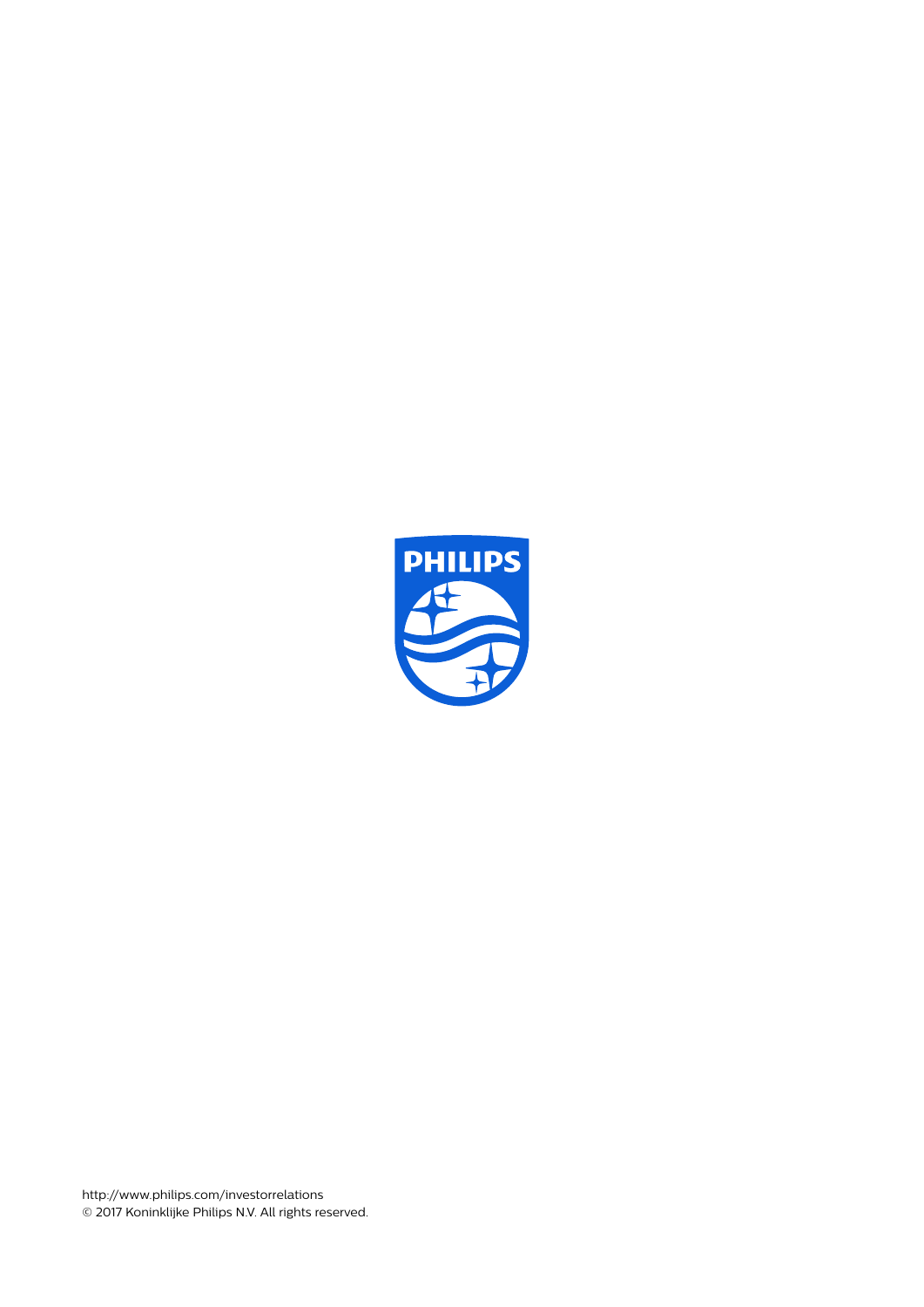PHILIPS

http://www.philips.com/investorrelations
© 2017 Koninklijke Philips N.V. All rights reserved.